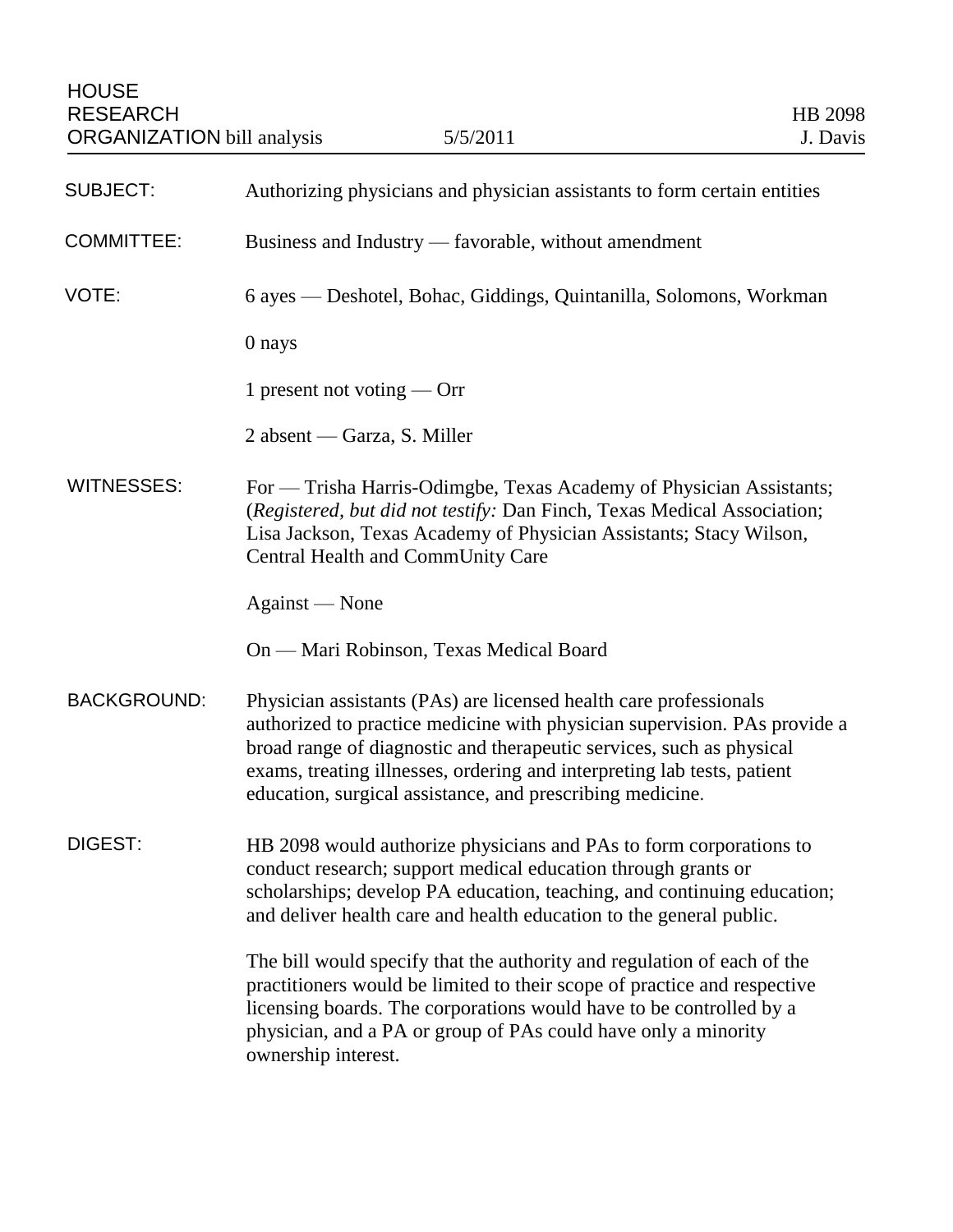HOUSE RESEARCH ORGANIZATION bill analysis | 5/5/2011 | HB 2098 J. Davis

| | |
|---|---|
| SUBJECT: | Authorizing physicians and physician assistants to form certain entities |
| COMMITTEE: | Business and Industry — favorable, without amendment |
| VOTE: | 6 ayes — Deshotel, Bohac, Giddings, Quintanilla, Solomons, Workman<br><br>0 nays<br><br>1 present not voting — Orr<br><br>2 absent — Garza, S. Miller |
| WITNESSES: | For — Trisha Harris-Odimgbe, Texas Academy of Physician Assistants; (*Registered, but did not testify:* Dan Finch, Texas Medical Association; Lisa Jackson, Texas Academy of Physician Assistants; Stacy Wilson, Central Health and CommUnity Care<br><br>Against — None<br><br>On — Mari Robinson, Texas Medical Board |
| BACKGROUND: | Physician assistants (PAs) are licensed health care professionals authorized to practice medicine with physician supervision. PAs provide a broad range of diagnostic and therapeutic services, such as physical exams, treating illnesses, ordering and interpreting lab tests, patient education, surgical assistance, and prescribing medicine. |
| DIGEST: | HB 2098 would authorize physicians and PAs to form corporations to conduct research; support medical education through grants or scholarships; develop PA education, teaching, and continuing education; and deliver health care and health education to the general public.<br><br>The bill would specify that the authority and regulation of each of the practitioners would be limited to their scope of practice and respective licensing boards. The corporations would have to be controlled by a physician, and a PA or group of PAs could have only a minority ownership interest. |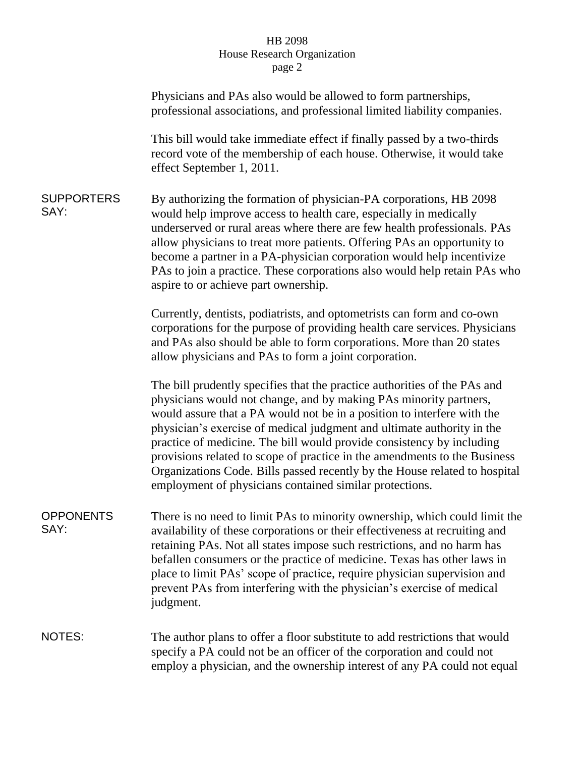Physicians and PAs also would be allowed to form partnerships, professional associations, and professional limited liability companies.

This bill would take immediate effect if finally passed by a two-thirds record vote of the membership of each house. Otherwise, it would take effect September 1, 2011.

**SUPPORTERS SAY:**

By authorizing the formation of physician-PA corporations, HB 2098 would help improve access to health care, especially in medically underserved or rural areas where there are few health professionals. PAs allow physicians to treat more patients. Offering PAs an opportunity to become a partner in a PA-physician corporation would help incentivize PAs to join a practice. These corporations also would help retain PAs who aspire to or achieve part ownership.

Currently, dentists, podiatrists, and optometrists can form and co-own corporations for the purpose of providing health care services. Physicians and PAs also should be able to form corporations. More than 20 states allow physicians and PAs to form a joint corporation.

The bill prudently specifies that the practice authorities of the PAs and physicians would not change, and by making PAs minority partners, would assure that a PA would not be in a position to interfere with the physician's exercise of medical judgment and ultimate authority in the practice of medicine. The bill would provide consistency by including provisions related to scope of practice in the amendments to the Business Organizations Code. Bills passed recently by the House related to hospital employment of physicians contained similar protections.

**OPPONENTS SAY:**

There is no need to limit PAs to minority ownership, which could limit the availability of these corporations or their effectiveness at recruiting and retaining PAs. Not all states impose such restrictions, and no harm has befallen consumers or the practice of medicine. Texas has other laws in place to limit PAs' scope of practice, require physician supervision and prevent PAs from interfering with the physician's exercise of medical judgment.

**NOTES:**

The author plans to offer a floor substitute to add restrictions that would specify a PA could not be an officer of the corporation and could not employ a physician, and the ownership interest of any PA could not equal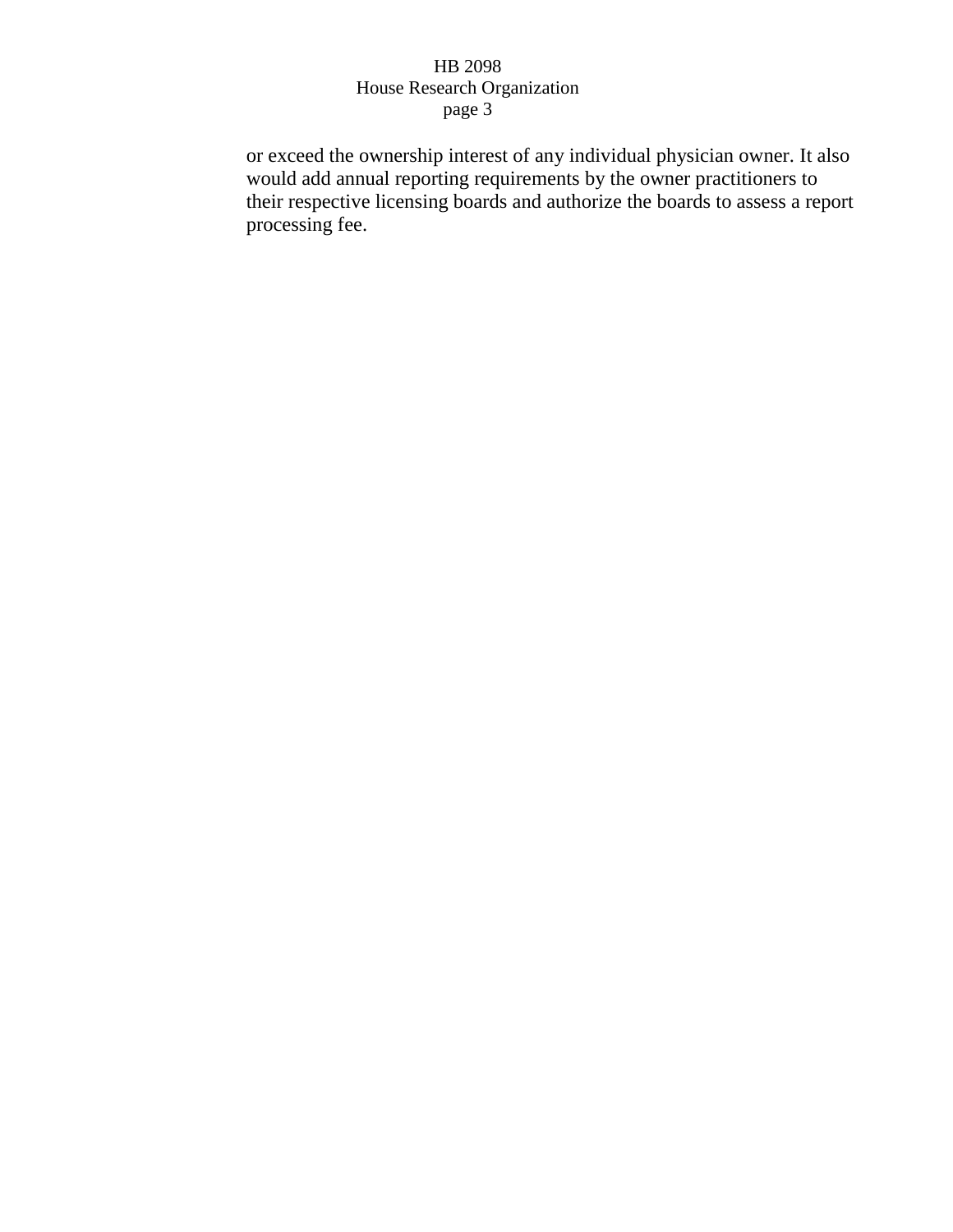or exceed the ownership interest of any individual physician owner. It also would add annual reporting requirements by the owner practitioners to their respective licensing boards and authorize the boards to assess a report processing fee.